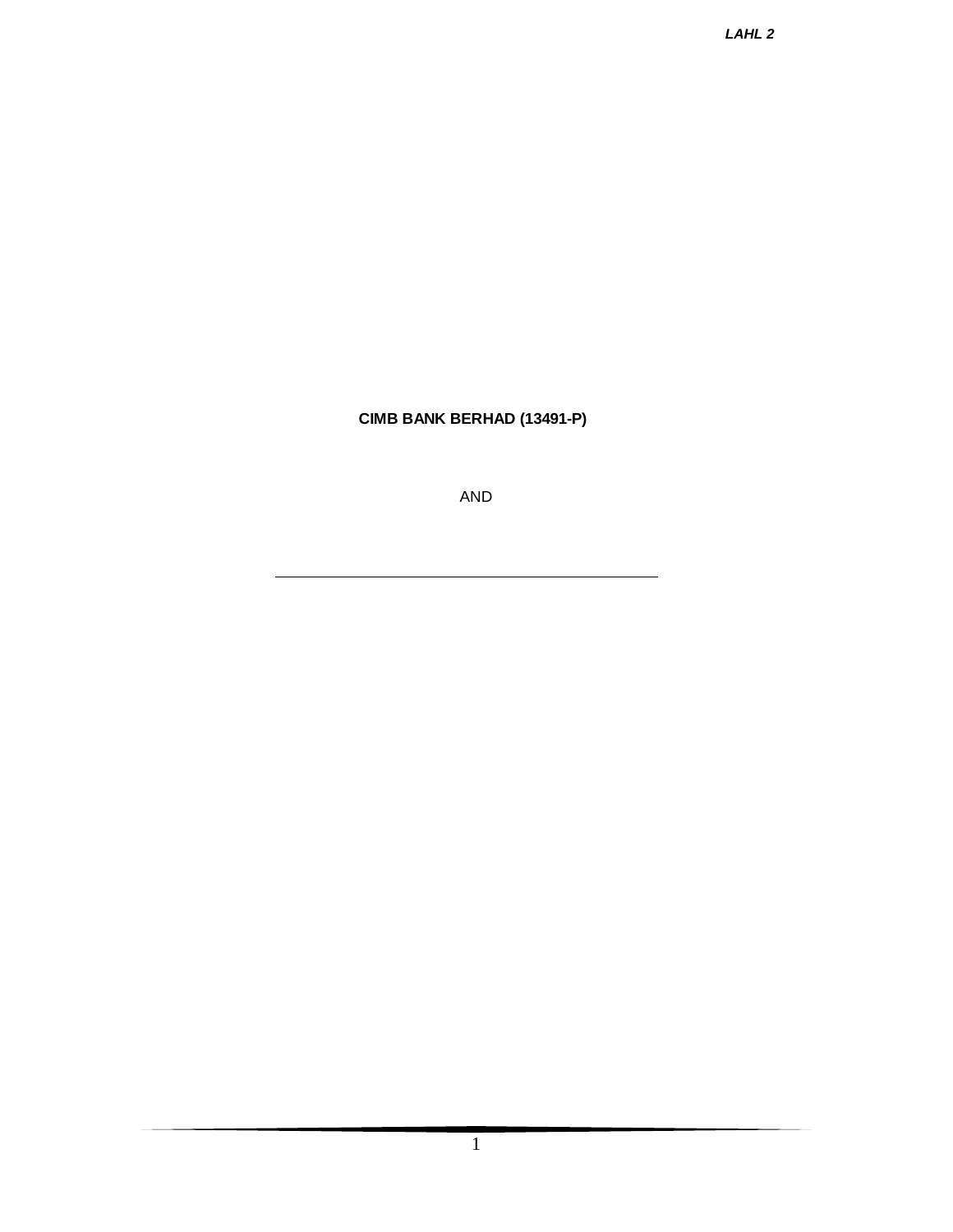***LAHL 2***

**CIMB BANK BERHAD (13491-P)**

AND

\_\_\_\_\_\_\_\_\_\_\_\_\_\_\_\_\_\_\_\_\_\_\_\_\_\_\_\_\_\_\_\_\_\_\_\_\_\_\_\_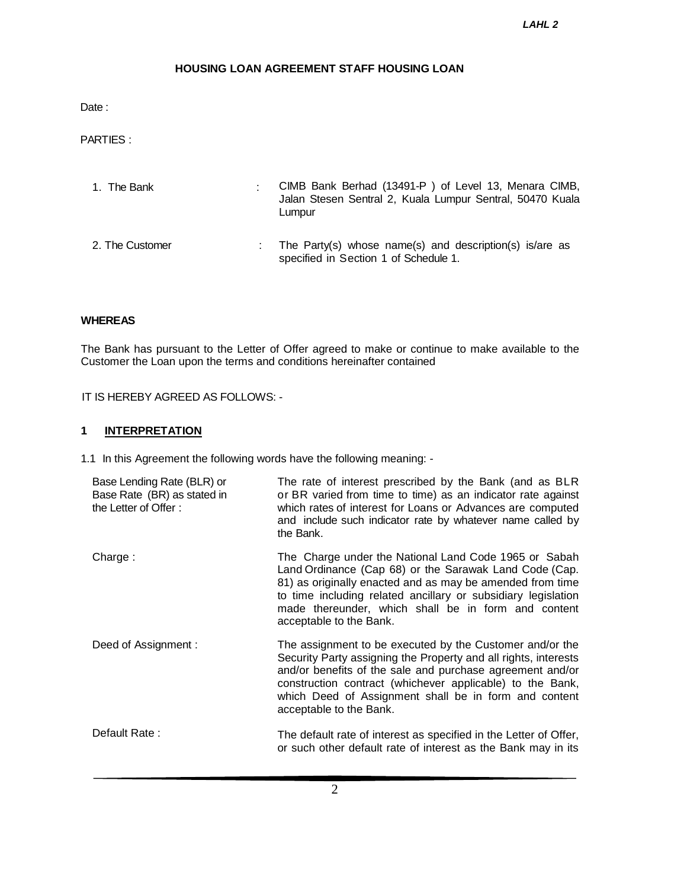# HOUSING LOAN AGREEMENT STAFF HOUSING LOAN

Date :

PARTIES :

| | | |
|---|---|---|
| 1. The Bank | : | CIMB Bank Berhad (13491-P ) of Level 13, Menara CIMB, Jalan Stesen Sentral 2, Kuala Lumpur Sentral, 50470 Kuala Lumpur |
| 2. The Customer | : | The Party(s) whose name(s) and description(s) is/are as specified in Section 1 of Schedule 1. |

**WHEREAS**

The Bank has pursuant to the Letter of Offer agreed to make or continue to make available to the Customer the Loan upon the terms and conditions hereinafter contained

IT IS HEREBY AGREED AS FOLLOWS: -

## 1 INTERPRETATION

1.1 In this Agreement the following words have the following meaning: -

| | |
|---|---|
| Base Lending Rate (BLR) or Base Rate (BR) as stated in the Letter of Offer : | The rate of interest prescribed by the Bank (and as BLR or BR varied from time to time) as an indicator rate against which rates of interest for Loans or Advances are computed and include such indicator rate by whatever name called by the Bank. |
| Charge : | The Charge under the National Land Code 1965 or Sabah Land Ordinance (Cap 68) or the Sarawak Land Code (Cap. 81) as originally enacted and as may be amended from time to time including related ancillary or subsidiary legislation made thereunder, which shall be in form and content acceptable to the Bank. |
| Deed of Assignment : | The assignment to be executed by the Customer and/or the Security Party assigning the Property and all rights, interests and/or benefits of the sale and purchase agreement and/or construction contract (whichever applicable) to the Bank, which Deed of Assignment shall be in form and content acceptable to the Bank. |
| Default Rate : | The default rate of interest as specified in the Letter of Offer, or such other default rate of interest as the Bank may in its |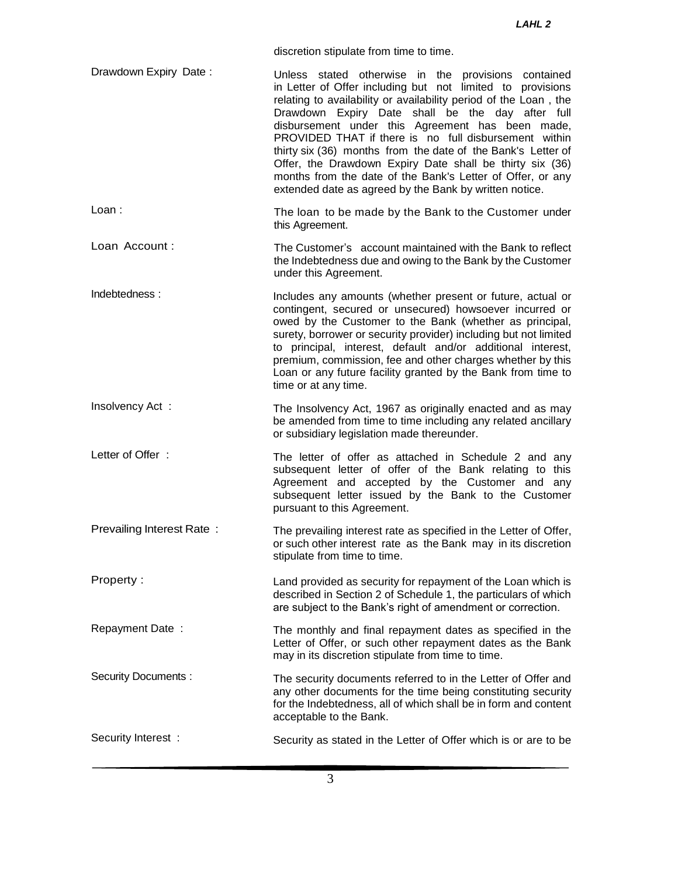discretion stipulate from time to time.

| | |
|---|---|
| Drawdown Expiry Date : | Unless stated otherwise in the provisions contained in Letter of Offer including but not limited to provisions relating to availability or availability period of the Loan , the Drawdown Expiry Date shall be the day after full disbursement under this Agreement has been made, PROVIDED THAT if there is no full disbursement within thirty six (36) months from the date of the Bank's Letter of Offer, the Drawdown Expiry Date shall be thirty six (36) months from the date of the Bank's Letter of Offer, or any extended date as agreed by the Bank by written notice. |
| Loan : | The loan to be made by the Bank to the Customer under this Agreement. |
| Loan Account : | The Customer's account maintained with the Bank to reflect the Indebtedness due and owing to the Bank by the Customer under this Agreement. |
| Indebtedness : | Includes any amounts (whether present or future, actual or contingent, secured or unsecured) howsoever incurred or owed by the Customer to the Bank (whether as principal, surety, borrower or security provider) including but not limited to principal, interest, default and/or additional interest, premium, commission, fee and other charges whether by this Loan or any future facility granted by the Bank from time to time or at any time. |
| Insolvency Act : | The Insolvency Act, 1967 as originally enacted and as may be amended from time to time including any related ancillary or subsidiary legislation made thereunder. |
| Letter of Offer : | The letter of offer as attached in Schedule 2 and any subsequent letter of offer of the Bank relating to this Agreement and accepted by the Customer and any subsequent letter issued by the Bank to the Customer pursuant to this Agreement. |
| Prevailing Interest Rate : | The prevailing interest rate as specified in the Letter of Offer, or such other interest rate as the Bank may in its discretion stipulate from time to time. |
| Property : | Land provided as security for repayment of the Loan which is described in Section 2 of Schedule 1, the particulars of which are subject to the Bank's right of amendment or correction. |
| Repayment Date : | The monthly and final repayment dates as specified in the Letter of Offer, or such other repayment dates as the Bank may in its discretion stipulate from time to time. |
| Security Documents : | The security documents referred to in the Letter of Offer and any other documents for the time being constituting security for the Indebtedness, all of which shall be in form and content acceptable to the Bank. |
| Security Interest : | Security as stated in the Letter of Offer which is or are to be |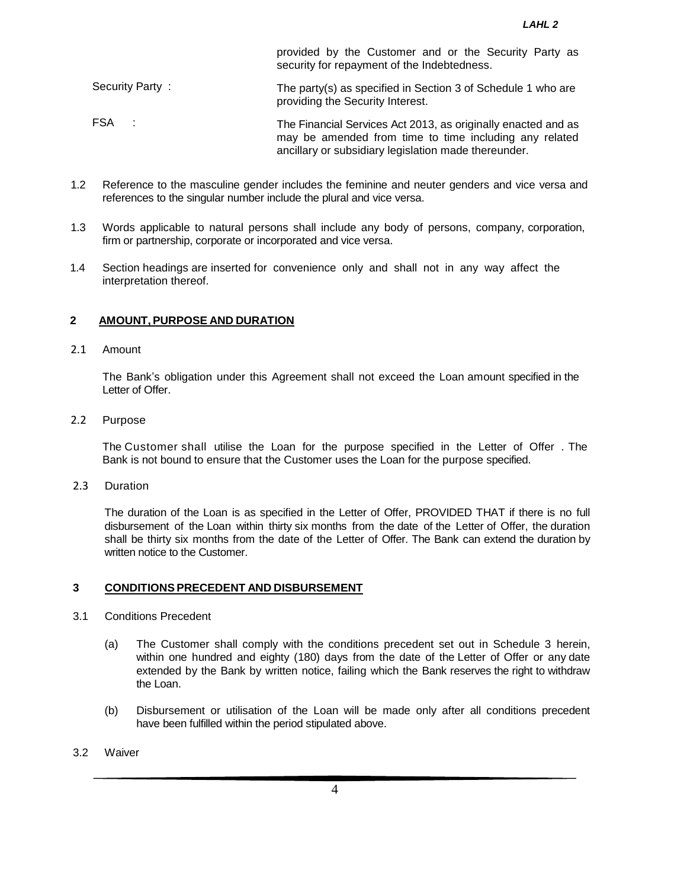provided by the Customer and or the Security Party as security for repayment of the Indebtedness.

| | |
|---|---|
| Security Party : | The party(s) as specified in Section 3 of Schedule 1 who are providing the Security Interest. |
| FSA : | The Financial Services Act 2013, as originally enacted and as may be amended from time to time including any related ancillary or subsidiary legislation made thereunder. |

1.2 Reference to the masculine gender includes the feminine and neuter genders and vice versa and references to the singular number include the plural and vice versa.

1.3 Words applicable to natural persons shall include any body of persons, company, corporation, firm or partnership, corporate or incorporated and vice versa.

1.4 Section headings are inserted for convenience only and shall not in any way affect the interpretation thereof.

## 2 AMOUNT, PURPOSE AND DURATION

2.1 Amount

The Bank's obligation under this Agreement shall not exceed the Loan amount specified in the Letter of Offer.

2.2 Purpose

The Customer shall utilise the Loan for the purpose specified in the Letter of Offer . The Bank is not bound to ensure that the Customer uses the Loan for the purpose specified.

2.3 Duration

The duration of the Loan is as specified in the Letter of Offer, PROVIDED THAT if there is no full disbursement of the Loan within thirty six months from the date of the Letter of Offer, the duration shall be thirty six months from the date of the Letter of Offer. The Bank can extend the duration by written notice to the Customer.

## 3 CONDITIONS PRECEDENT AND DISBURSEMENT

3.1 Conditions Precedent

(a) The Customer shall comply with the conditions precedent set out in Schedule 3 herein, within one hundred and eighty (180) days from the date of the Letter of Offer or any date extended by the Bank by written notice, failing which the Bank reserves the right to withdraw the Loan.

(b) Disbursement or utilisation of the Loan will be made only after all conditions precedent have been fulfilled within the period stipulated above.

3.2 Waiver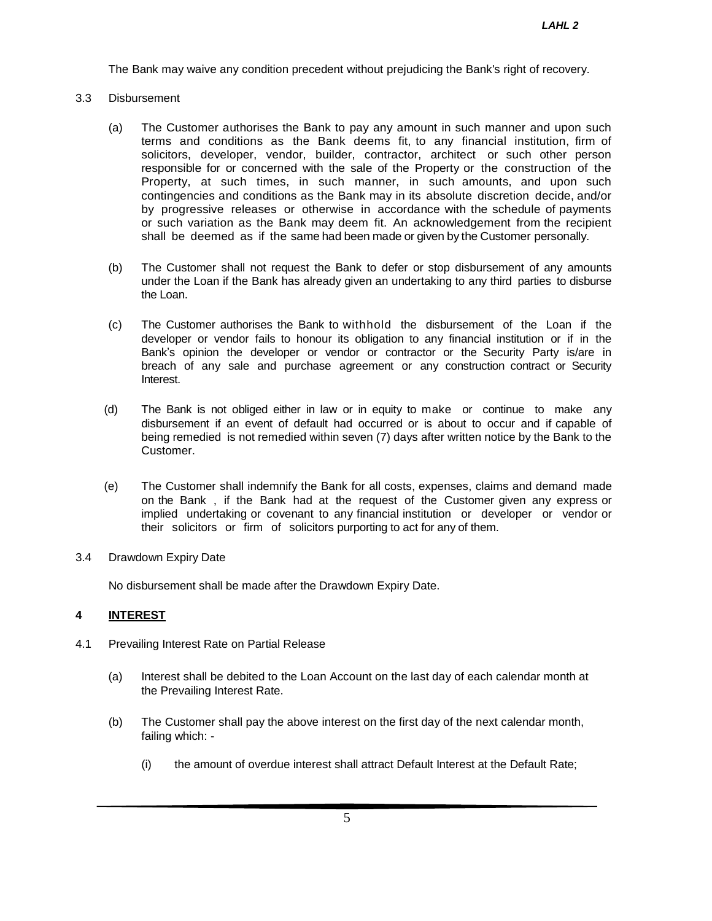The Bank may waive any condition precedent without prejudicing the Bank's right of recovery.

3.3 Disbursement

(a) The Customer authorises the Bank to pay any amount in such manner and upon such terms and conditions as the Bank deems fit, to any financial institution, firm of solicitors, developer, vendor, builder, contractor, architect or such other person responsible for or concerned with the sale of the Property or the construction of the Property, at such times, in such manner, in such amounts, and upon such contingencies and conditions as the Bank may in its absolute discretion decide, and/or by progressive releases or otherwise in accordance with the schedule of payments or such variation as the Bank may deem fit. An acknowledgement from the recipient shall be deemed as if the same had been made or given by the Customer personally.

(b) The Customer shall not request the Bank to defer or stop disbursement of any amounts under the Loan if the Bank has already given an undertaking to any third parties to disburse the Loan.

(c) The Customer authorises the Bank to withhold the disbursement of the Loan if the developer or vendor fails to honour its obligation to any financial institution or if in the Bank's opinion the developer or vendor or contractor or the Security Party is/are in breach of any sale and purchase agreement or any construction contract or Security Interest.

(d) The Bank is not obliged either in law or in equity to make or continue to make any disbursement if an event of default had occurred or is about to occur and if capable of being remedied is not remedied within seven (7) days after written notice by the Bank to the Customer.

(e) The Customer shall indemnify the Bank for all costs, expenses, claims and demand made on the Bank , if the Bank had at the request of the Customer given any express or implied undertaking or covenant to any financial institution or developer or vendor or their solicitors or firm of solicitors purporting to act for any of them.

3.4 Drawdown Expiry Date

No disbursement shall be made after the Drawdown Expiry Date.

## 4 INTEREST

4.1 Prevailing Interest Rate on Partial Release

(a) Interest shall be debited to the Loan Account on the last day of each calendar month at the Prevailing Interest Rate.

(b) The Customer shall pay the above interest on the first day of the next calendar month, failing which: -

(i) the amount of overdue interest shall attract Default Interest at the Default Rate;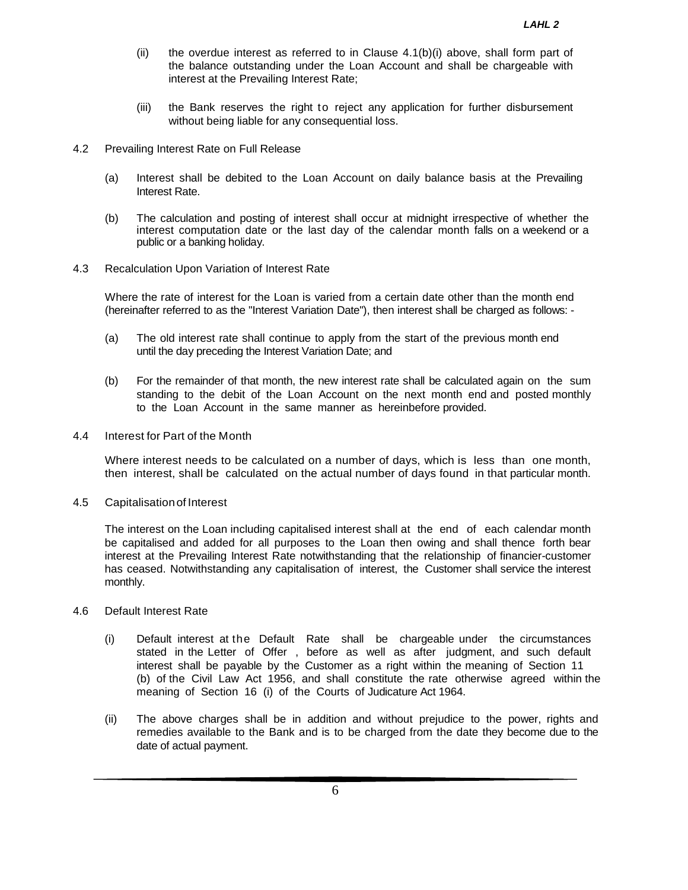(ii) the overdue interest as referred to in Clause 4.1(b)(i) above, shall form part of the balance outstanding under the Loan Account and shall be chargeable with interest at the Prevailing Interest Rate;

(iii) the Bank reserves the right to reject any application for further disbursement without being liable for any consequential loss.

4.2 Prevailing Interest Rate on Full Release

(a) Interest shall be debited to the Loan Account on daily balance basis at the Prevailing Interest Rate.

(b) The calculation and posting of interest shall occur at midnight irrespective of whether the interest computation date or the last day of the calendar month falls on a weekend or a public or a banking holiday.

4.3 Recalculation Upon Variation of Interest Rate

Where the rate of interest for the Loan is varied from a certain date other than the month end (hereinafter referred to as the "Interest Variation Date"), then interest shall be charged as follows: -

(a) The old interest rate shall continue to apply from the start of the previous month end until the day preceding the Interest Variation Date; and

(b) For the remainder of that month, the new interest rate shall be calculated again on the sum standing to the debit of the Loan Account on the next month end and posted monthly to the Loan Account in the same manner as hereinbefore provided.

4.4 Interest for Part of the Month

Where interest needs to be calculated on a number of days, which is less than one month, then interest, shall be calculated on the actual number of days found in that particular month.

4.5 Capitalisation of Interest

The interest on the Loan including capitalised interest shall at the end of each calendar month be capitalised and added for all purposes to the Loan then owing and shall thence forth bear interest at the Prevailing Interest Rate notwithstanding that the relationship of financier-customer has ceased. Notwithstanding any capitalisation of interest, the Customer shall service the interest monthly.

4.6 Default Interest Rate

(i) Default interest at the Default Rate shall be chargeable under the circumstances stated in the Letter of Offer , before as well as after judgment, and such default interest shall be payable by the Customer as a right within the meaning of Section 11 (b) of the Civil Law Act 1956, and shall constitute the rate otherwise agreed within the meaning of Section 16 (i) of the Courts of Judicature Act 1964.

(ii) The above charges shall be in addition and without prejudice to the power, rights and remedies available to the Bank and is to be charged from the date they become due to the date of actual payment.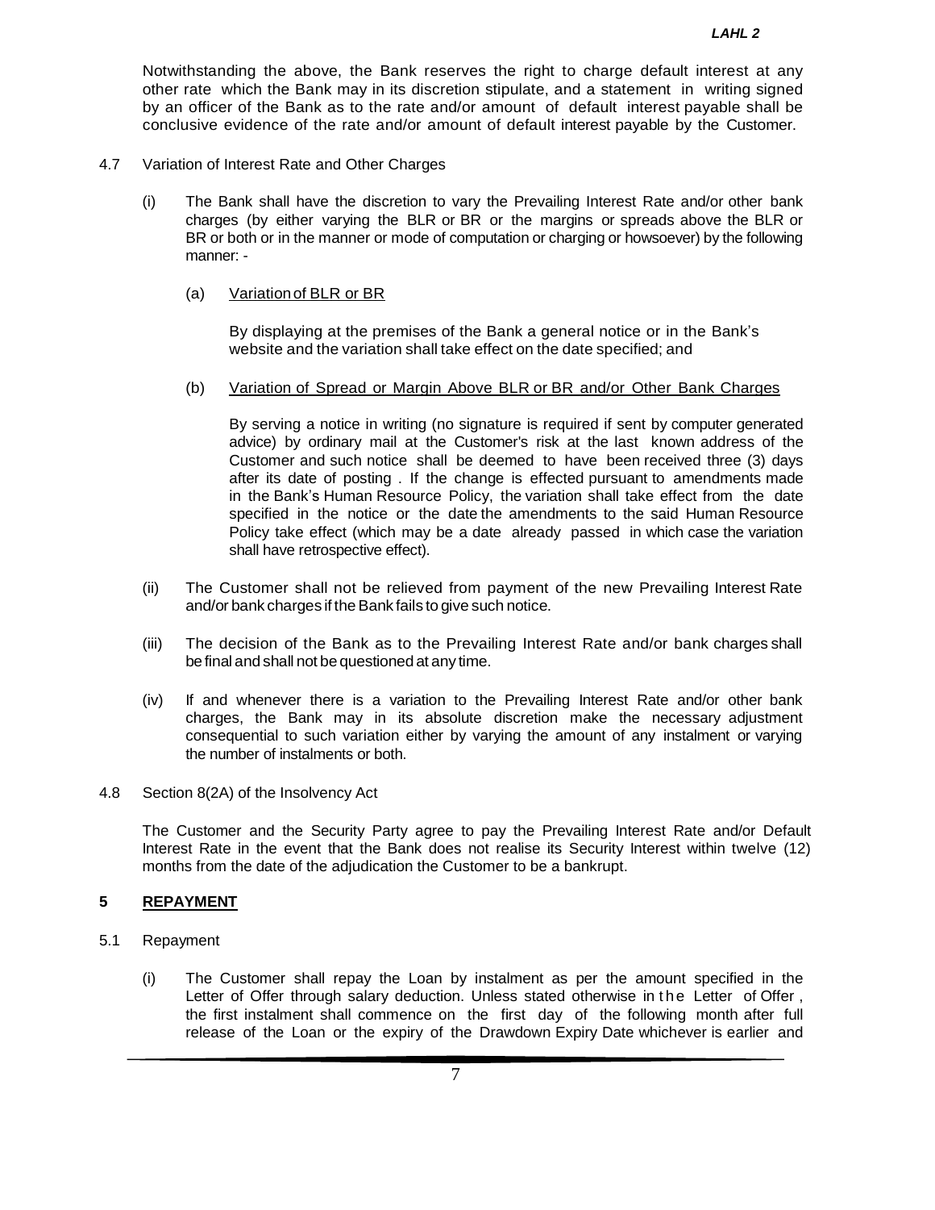Notwithstanding the above, the Bank reserves the right to charge default interest at any other rate which the Bank may in its discretion stipulate, and a statement in writing signed by an officer of the Bank as to the rate and/or amount of default interest payable shall be conclusive evidence of the rate and/or amount of default interest payable by the Customer.

4.7 Variation of Interest Rate and Other Charges

(i) The Bank shall have the discretion to vary the Prevailing Interest Rate and/or other bank charges (by either varying the BLR or BR or the margins or spreads above the BLR or BR or both or in the manner or mode of computation or charging or howsoever) by the following manner: -

(a) <u>Variation of BLR or BR</u>

By displaying at the premises of the Bank a general notice or in the Bank's website and the variation shall take effect on the date specified; and

(b) <u>Variation of Spread or Margin Above BLR or BR and/or Other Bank Charges</u>

By serving a notice in writing (no signature is required if sent by computer generated advice) by ordinary mail at the Customer's risk at the last known address of the Customer and such notice shall be deemed to have been received three (3) days after its date of posting . If the change is effected pursuant to amendments made in the Bank's Human Resource Policy, the variation shall take effect from the date specified in the notice or the date the amendments to the said Human Resource Policy take effect (which may be a date already passed in which case the variation shall have retrospective effect).

(ii) The Customer shall not be relieved from payment of the new Prevailing Interest Rate and/or bank charges if the Bank fails to give such notice.

(iii) The decision of the Bank as to the Prevailing Interest Rate and/or bank charges shall be final and shall not be questioned at any time.

(iv) If and whenever there is a variation to the Prevailing Interest Rate and/or other bank charges, the Bank may in its absolute discretion make the necessary adjustment consequential to such variation either by varying the amount of any instalment or varying the number of instalments or both.

4.8 Section 8(2A) of the Insolvency Act

The Customer and the Security Party agree to pay the Prevailing Interest Rate and/or Default Interest Rate in the event that the Bank does not realise its Security Interest within twelve (12) months from the date of the adjudication the Customer to be a bankrupt.

## 5 <u>REPAYMENT</u>

5.1 Repayment

(i) The Customer shall repay the Loan by instalment as per the amount specified in the Letter of Offer through salary deduction. Unless stated otherwise in the Letter of Offer , the first instalment shall commence on the first day of the following month after full release of the Loan or the expiry of the Drawdown Expiry Date whichever is earlier and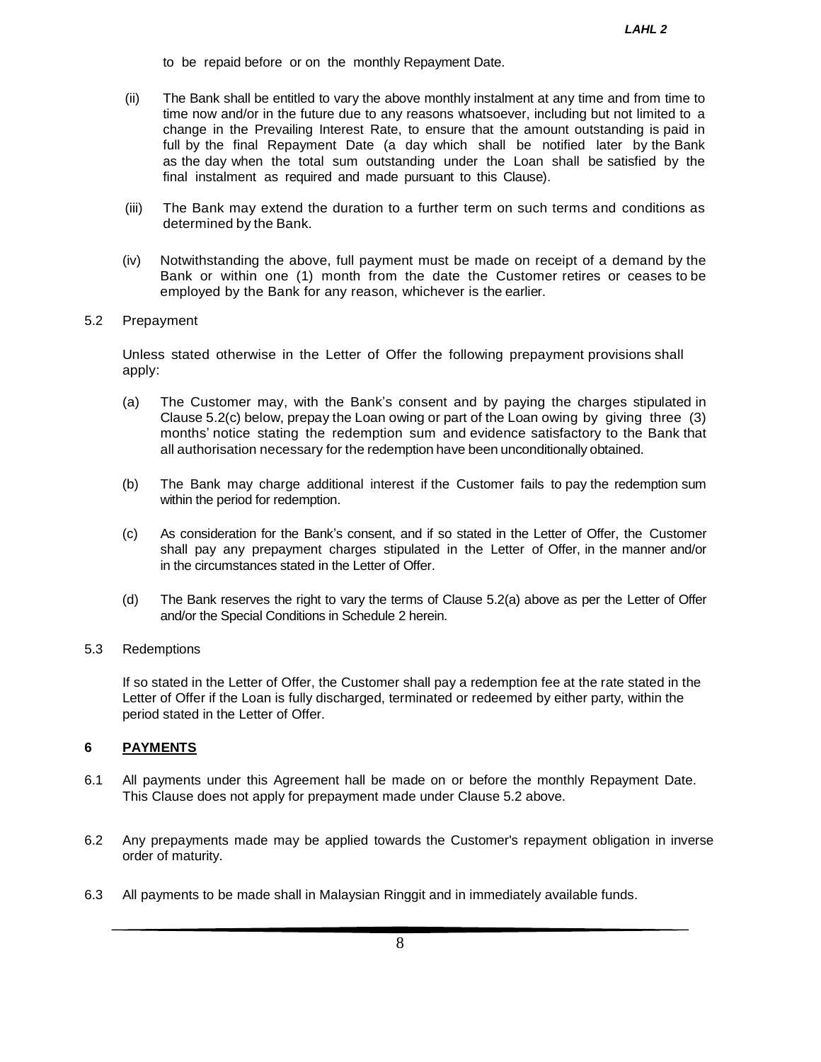to be repaid before or on the monthly Repayment Date.

(ii) The Bank shall be entitled to vary the above monthly instalment at any time and from time to time now and/or in the future due to any reasons whatsoever, including but not limited to a change in the Prevailing Interest Rate, to ensure that the amount outstanding is paid in full by the final Repayment Date (a day which shall be notified later by the Bank as the day when the total sum outstanding under the Loan shall be satisfied by the final instalment as required and made pursuant to this Clause).

(iii) The Bank may extend the duration to a further term on such terms and conditions as determined by the Bank.

(iv) Notwithstanding the above, full payment must be made on receipt of a demand by the Bank or within one (1) month from the date the Customer retires or ceases to be employed by the Bank for any reason, whichever is the earlier.

5.2 Prepayment

Unless stated otherwise in the Letter of Offer the following prepayment provisions shall apply:

(a) The Customer may, with the Bank's consent and by paying the charges stipulated in Clause 5.2(c) below, prepay the Loan owing or part of the Loan owing by giving three (3) months' notice stating the redemption sum and evidence satisfactory to the Bank that all authorisation necessary for the redemption have been unconditionally obtained.

(b) The Bank may charge additional interest if the Customer fails to pay the redemption sum within the period for redemption.

(c) As consideration for the Bank's consent, and if so stated in the Letter of Offer, the Customer shall pay any prepayment charges stipulated in the Letter of Offer, in the manner and/or in the circumstances stated in the Letter of Offer.

(d) The Bank reserves the right to vary the terms of Clause 5.2(a) above as per the Letter of Offer and/or the Special Conditions in Schedule 2 herein.

5.3 Redemptions

If so stated in the Letter of Offer, the Customer shall pay a redemption fee at the rate stated in the Letter of Offer if the Loan is fully discharged, terminated or redeemed by either party, within the period stated in the Letter of Offer.

## 6 PAYMENTS

6.1 All payments under this Agreement hall be made on or before the monthly Repayment Date. This Clause does not apply for prepayment made under Clause 5.2 above.

6.2 Any prepayments made may be applied towards the Customer's repayment obligation in inverse order of maturity.

6.3 All payments to be made shall in Malaysian Ringgit and in immediately available funds.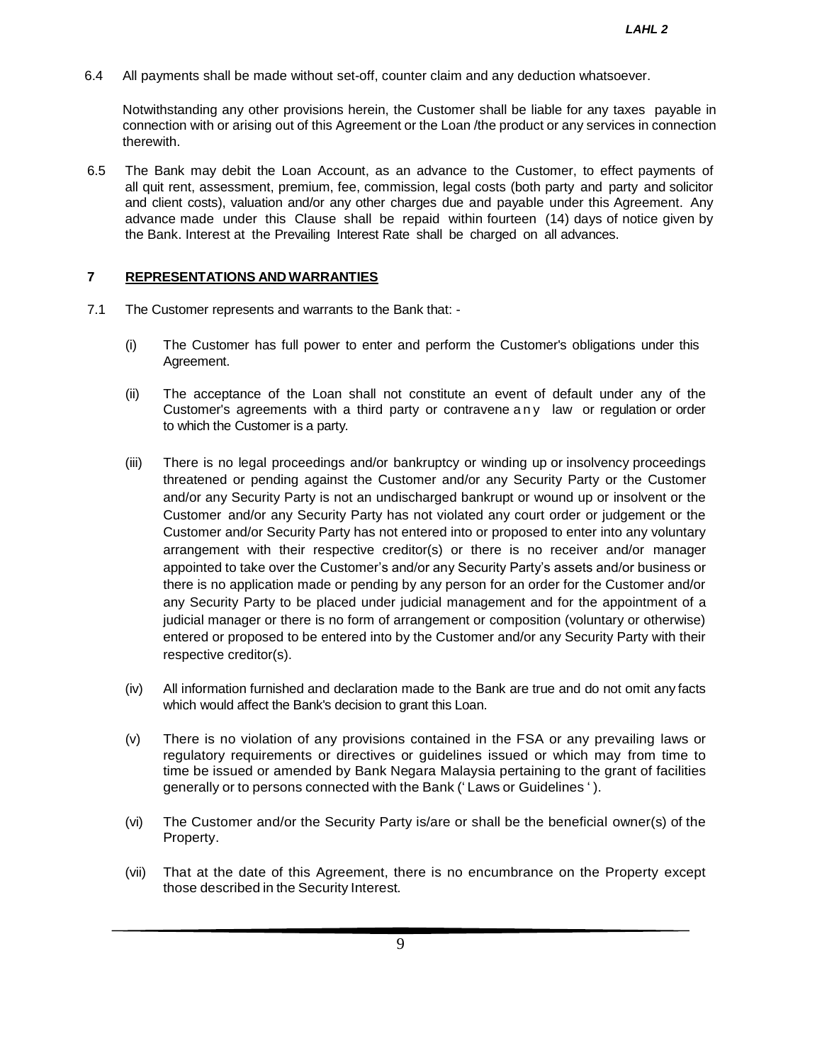6.4 All payments shall be made without set-off, counter claim and any deduction whatsoever.

Notwithstanding any other provisions herein, the Customer shall be liable for any taxes payable in connection with or arising out of this Agreement or the Loan /the product or any services in connection therewith.

6.5 The Bank may debit the Loan Account, as an advance to the Customer, to effect payments of all quit rent, assessment, premium, fee, commission, legal costs (both party and party and solicitor and client costs), valuation and/or any other charges due and payable under this Agreement. Any advance made under this Clause shall be repaid within fourteen (14) days of notice given by the Bank. Interest at the Prevailing Interest Rate shall be charged on all advances.

## 7 REPRESENTATIONS AND WARRANTIES

7.1 The Customer represents and warrants to the Bank that: -

(i) The Customer has full power to enter and perform the Customer's obligations under this Agreement.

(ii) The acceptance of the Loan shall not constitute an event of default under any of the Customer's agreements with a third party or contravene any law or regulation or order to which the Customer is a party.

(iii) There is no legal proceedings and/or bankruptcy or winding up or insolvency proceedings threatened or pending against the Customer and/or any Security Party or the Customer and/or any Security Party is not an undischarged bankrupt or wound up or insolvent or the Customer and/or any Security Party has not violated any court order or judgement or the Customer and/or Security Party has not entered into or proposed to enter into any voluntary arrangement with their respective creditor(s) or there is no receiver and/or manager appointed to take over the Customer's and/or any Security Party's assets and/or business or there is no application made or pending by any person for an order for the Customer and/or any Security Party to be placed under judicial management and for the appointment of a judicial manager or there is no form of arrangement or composition (voluntary or otherwise) entered or proposed to be entered into by the Customer and/or any Security Party with their respective creditor(s).

(iv) All information furnished and declaration made to the Bank are true and do not omit any facts which would affect the Bank's decision to grant this Loan.

(v) There is no violation of any provisions contained in the FSA or any prevailing laws or regulatory requirements or directives or guidelines issued or which may from time to time be issued or amended by Bank Negara Malaysia pertaining to the grant of facilities generally or to persons connected with the Bank (' Laws or Guidelines ' ).

(vi) The Customer and/or the Security Party is/are or shall be the beneficial owner(s) of the Property.

(vii) That at the date of this Agreement, there is no encumbrance on the Property except those described in the Security Interest.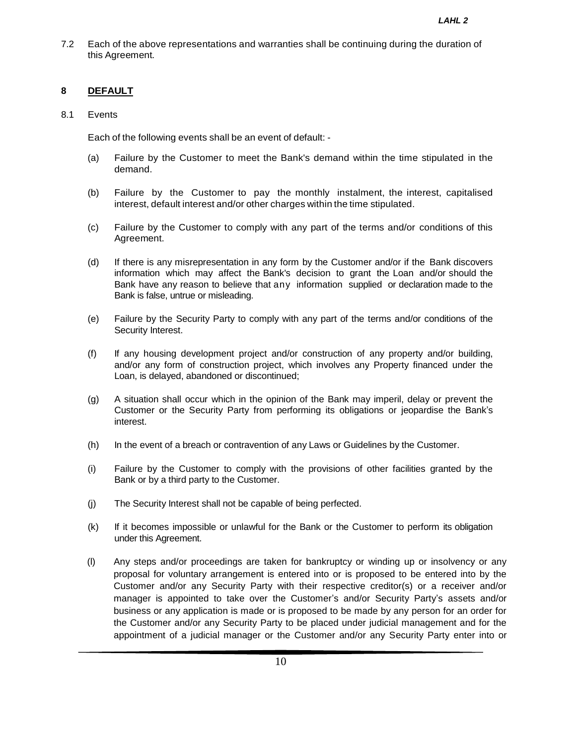7.2 Each of the above representations and warranties shall be continuing during the duration of this Agreement.

## 8 DEFAULT

8.1 Events

Each of the following events shall be an event of default: -

(a) Failure by the Customer to meet the Bank's demand within the time stipulated in the demand.

(b) Failure by the Customer to pay the monthly instalment, the interest, capitalised interest, default interest and/or other charges within the time stipulated.

(c) Failure by the Customer to comply with any part of the terms and/or conditions of this Agreement.

(d) If there is any misrepresentation in any form by the Customer and/or if the Bank discovers information which may affect the Bank's decision to grant the Loan and/or should the Bank have any reason to believe that any information supplied or declaration made to the Bank is false, untrue or misleading.

(e) Failure by the Security Party to comply with any part of the terms and/or conditions of the Security Interest.

(f) If any housing development project and/or construction of any property and/or building, and/or any form of construction project, which involves any Property financed under the Loan, is delayed, abandoned or discontinued;

(g) A situation shall occur which in the opinion of the Bank may imperil, delay or prevent the Customer or the Security Party from performing its obligations or jeopardise the Bank's interest.

(h) In the event of a breach or contravention of any Laws or Guidelines by the Customer.

(i) Failure by the Customer to comply with the provisions of other facilities granted by the Bank or by a third party to the Customer.

(j) The Security Interest shall not be capable of being perfected.

(k) If it becomes impossible or unlawful for the Bank or the Customer to perform its obligation under this Agreement.

(l) Any steps and/or proceedings are taken for bankruptcy or winding up or insolvency or any proposal for voluntary arrangement is entered into or is proposed to be entered into by the Customer and/or any Security Party with their respective creditor(s) or a receiver and/or manager is appointed to take over the Customer's and/or Security Party's assets and/or business or any application is made or is proposed to be made by any person for an order for the Customer and/or any Security Party to be placed under judicial management and for the appointment of a judicial manager or the Customer and/or any Security Party enter into or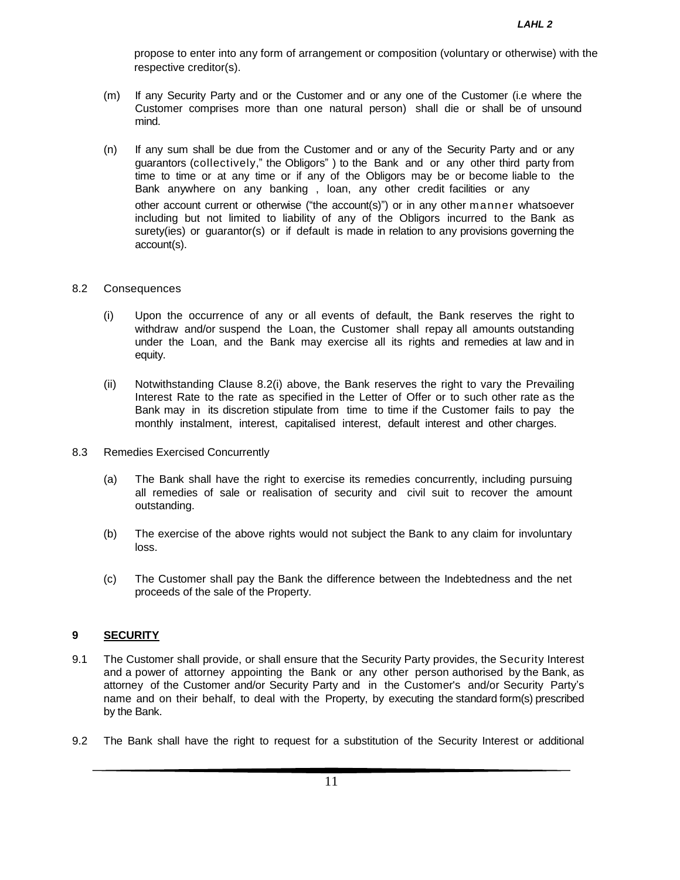propose to enter into any form of arrangement or composition (voluntary or otherwise) with the respective creditor(s).

(m) If any Security Party and or the Customer and or any one of the Customer (i.e where the Customer comprises more than one natural person) shall die or shall be of unsound mind.

(n) If any sum shall be due from the Customer and or any of the Security Party and or any guarantors (collectively," the Obligors" ) to the Bank and or any other third party from time to time or at any time or if any of the Obligors may be or become liable to the Bank anywhere on any banking , loan, any other credit facilities or any other account current or otherwise ("the account(s)") or in any other manner whatsoever including but not limited to liability of any of the Obligors incurred to the Bank as surety(ies) or guarantor(s) or if default is made in relation to any provisions governing the account(s).

8.2 Consequences

(i) Upon the occurrence of any or all events of default, the Bank reserves the right to withdraw and/or suspend the Loan, the Customer shall repay all amounts outstanding under the Loan, and the Bank may exercise all its rights and remedies at law and in equity.

(ii) Notwithstanding Clause 8.2(i) above, the Bank reserves the right to vary the Prevailing Interest Rate to the rate as specified in the Letter of Offer or to such other rate as the Bank may in its discretion stipulate from time to time if the Customer fails to pay the monthly instalment, interest, capitalised interest, default interest and other charges.

8.3 Remedies Exercised Concurrently

(a) The Bank shall have the right to exercise its remedies concurrently, including pursuing all remedies of sale or realisation of security and civil suit to recover the amount outstanding.

(b) The exercise of the above rights would not subject the Bank to any claim for involuntary loss.

(c) The Customer shall pay the Bank the difference between the Indebtedness and the net proceeds of the sale of the Property.

## 9 SECURITY

9.1 The Customer shall provide, or shall ensure that the Security Party provides, the Security Interest and a power of attorney appointing the Bank or any other person authorised by the Bank, as attorney of the Customer and/or Security Party and in the Customer's and/or Security Party's name and on their behalf, to deal with the Property, by executing the standard form(s) prescribed by the Bank.

9.2 The Bank shall have the right to request for a substitution of the Security Interest or additional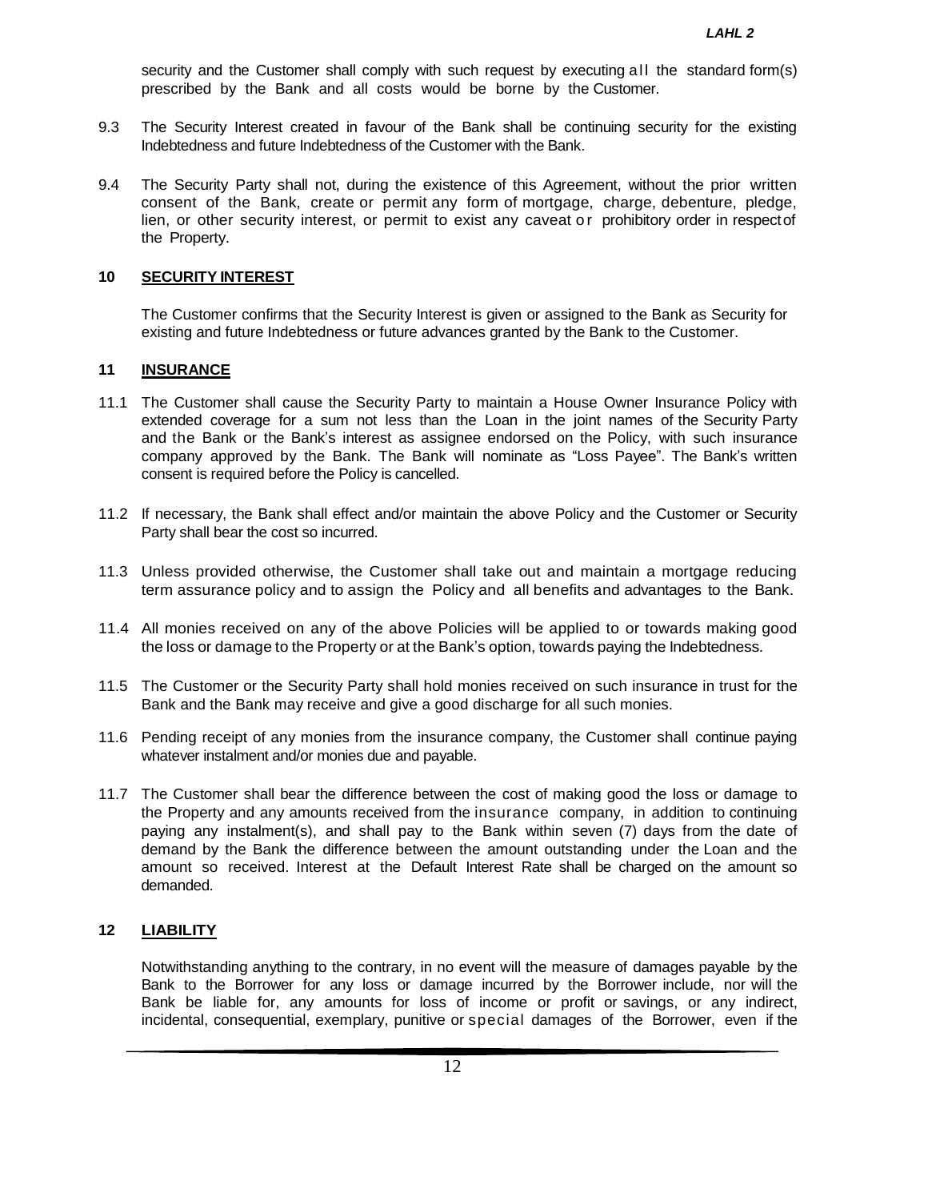security and the Customer shall comply with such request by executing all the standard form(s) prescribed by the Bank and all costs would be borne by the Customer.

9.3 The Security Interest created in favour of the Bank shall be continuing security for the existing Indebtedness and future Indebtedness of the Customer with the Bank.

9.4 The Security Party shall not, during the existence of this Agreement, without the prior written consent of the Bank, create or permit any form of mortgage, charge, debenture, pledge, lien, or other security interest, or permit to exist any caveat or prohibitory order in respect of the Property.

## 10 SECURITY INTEREST

The Customer confirms that the Security Interest is given or assigned to the Bank as Security for existing and future Indebtedness or future advances granted by the Bank to the Customer.

## 11 INSURANCE

11.1 The Customer shall cause the Security Party to maintain a House Owner Insurance Policy with extended coverage for a sum not less than the Loan in the joint names of the Security Party and the Bank or the Bank's interest as assignee endorsed on the Policy, with such insurance company approved by the Bank. The Bank will nominate as "Loss Payee". The Bank's written consent is required before the Policy is cancelled.

11.2 If necessary, the Bank shall effect and/or maintain the above Policy and the Customer or Security Party shall bear the cost so incurred.

11.3 Unless provided otherwise, the Customer shall take out and maintain a mortgage reducing term assurance policy and to assign the Policy and all benefits and advantages to the Bank.

11.4 All monies received on any of the above Policies will be applied to or towards making good the loss or damage to the Property or at the Bank's option, towards paying the Indebtedness.

11.5 The Customer or the Security Party shall hold monies received on such insurance in trust for the Bank and the Bank may receive and give a good discharge for all such monies.

11.6 Pending receipt of any monies from the insurance company, the Customer shall continue paying whatever instalment and/or monies due and payable.

11.7 The Customer shall bear the difference between the cost of making good the loss or damage to the Property and any amounts received from the insurance company, in addition to continuing paying any instalment(s), and shall pay to the Bank within seven (7) days from the date of demand by the Bank the difference between the amount outstanding under the Loan and the amount so received. Interest at the Default Interest Rate shall be charged on the amount so demanded.

## 12 LIABILITY

Notwithstanding anything to the contrary, in no event will the measure of damages payable by the Bank to the Borrower for any loss or damage incurred by the Borrower include, nor will the Bank be liable for, any amounts for loss of income or profit or savings, or any indirect, incidental, consequential, exemplary, punitive or special damages of the Borrower, even if the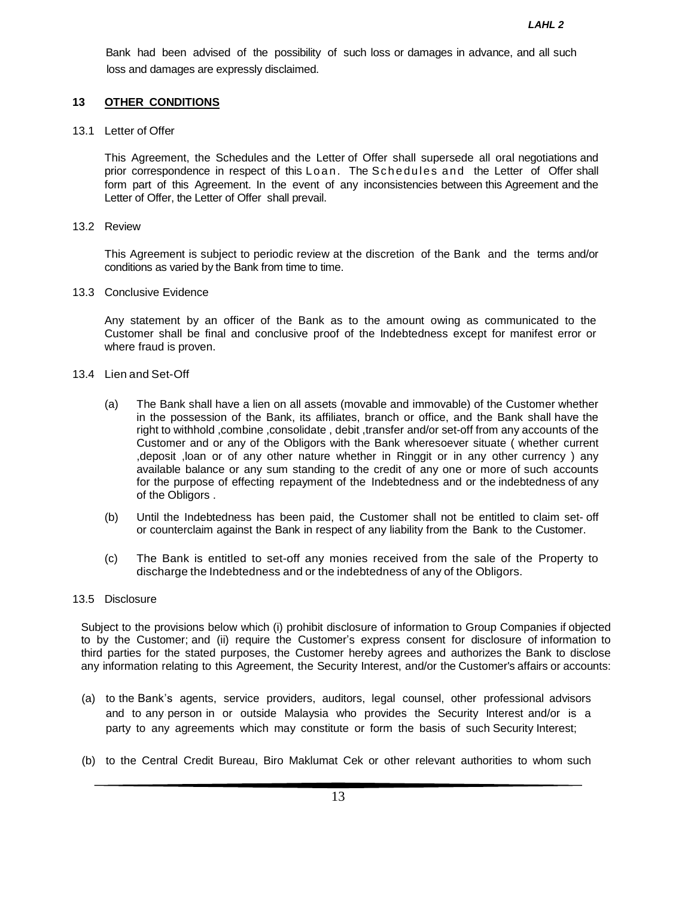Bank had been advised of the possibility of such loss or damages in advance, and all such loss and damages are expressly disclaimed.

## 13 OTHER CONDITIONS

13.1 Letter of Offer

This Agreement, the Schedules and the Letter of Offer shall supersede all oral negotiations and prior correspondence in respect of this Loan. The Schedules and the Letter of Offer shall form part of this Agreement. In the event of any inconsistencies between this Agreement and the Letter of Offer, the Letter of Offer shall prevail.

13.2 Review

This Agreement is subject to periodic review at the discretion of the Bank and the terms and/or conditions as varied by the Bank from time to time.

13.3 Conclusive Evidence

Any statement by an officer of the Bank as to the amount owing as communicated to the Customer shall be final and conclusive proof of the Indebtedness except for manifest error or where fraud is proven.

13.4 Lien and Set-Off

(a) The Bank shall have a lien on all assets (movable and immovable) of the Customer whether in the possession of the Bank, its affiliates, branch or office, and the Bank shall have the right to withhold ,combine ,consolidate , debit ,transfer and/or set-off from any accounts of the Customer and or any of the Obligors with the Bank wheresoever situate ( whether current ,deposit ,loan or of any other nature whether in Ringgit or in any other currency ) any available balance or any sum standing to the credit of any one or more of such accounts for the purpose of effecting repayment of the Indebtedness and or the indebtedness of any of the Obligors .

(b) Until the Indebtedness has been paid, the Customer shall not be entitled to claim set- off or counterclaim against the Bank in respect of any liability from the Bank to the Customer.

(c) The Bank is entitled to set-off any monies received from the sale of the Property to discharge the Indebtedness and or the indebtedness of any of the Obligors.

13.5 Disclosure

Subject to the provisions below which (i) prohibit disclosure of information to Group Companies if objected to by the Customer; and (ii) require the Customer's express consent for disclosure of information to third parties for the stated purposes, the Customer hereby agrees and authorizes the Bank to disclose any information relating to this Agreement, the Security Interest, and/or the Customer's affairs or accounts:

(a) to the Bank's agents, service providers, auditors, legal counsel, other professional advisors and to any person in or outside Malaysia who provides the Security Interest and/or is a party to any agreements which may constitute or form the basis of such Security Interest;

(b) to the Central Credit Bureau, Biro Maklumat Cek or other relevant authorities to whom such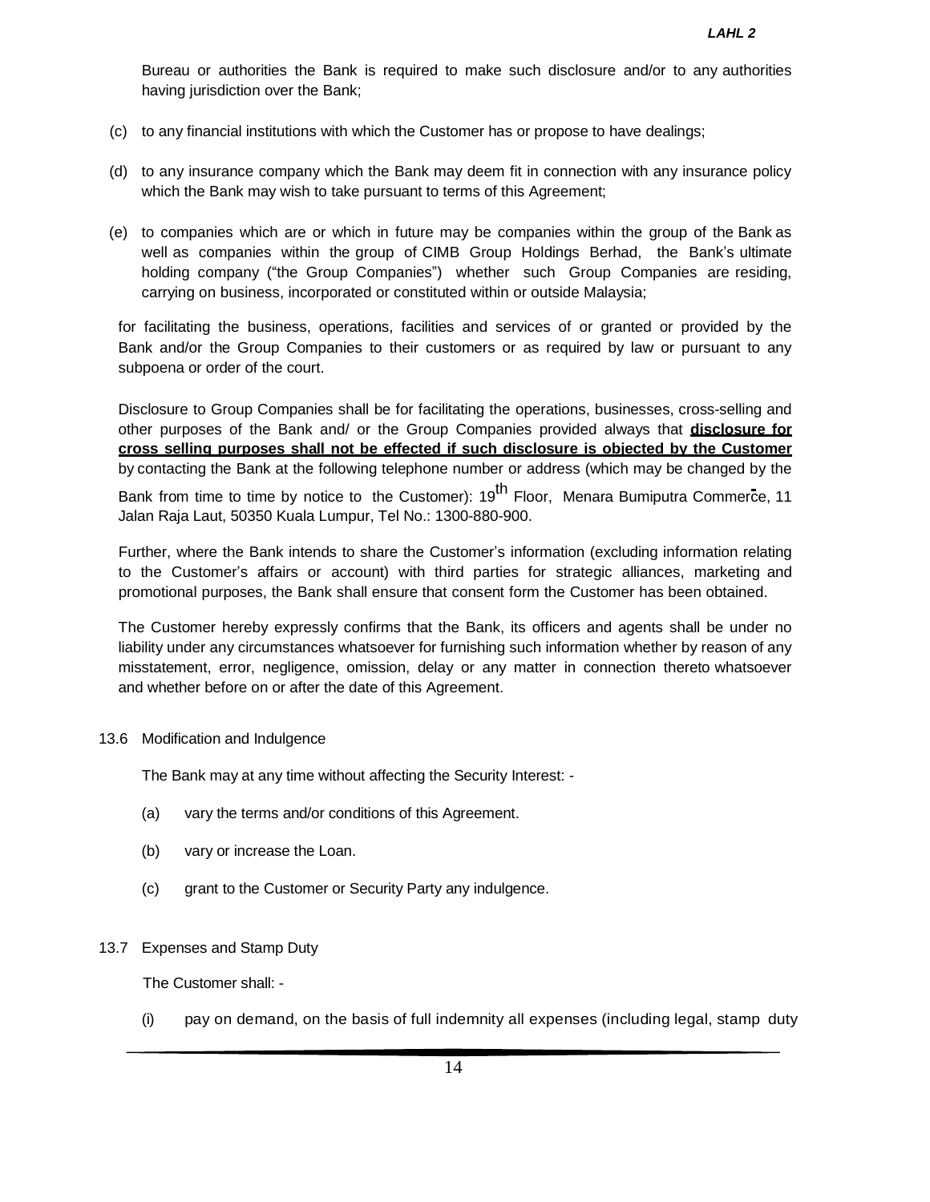Bureau or authorities the Bank is required to make such disclosure and/or to any authorities having jurisdiction over the Bank;

(c) to any financial institutions with which the Customer has or propose to have dealings;

(d) to any insurance company which the Bank may deem fit in connection with any insurance policy which the Bank may wish to take pursuant to terms of this Agreement;

(e) to companies which are or which in future may be companies within the group of the Bank as well as companies within the group of CIMB Group Holdings Berhad, the Bank's ultimate holding company ("the Group Companies") whether such Group Companies are residing, carrying on business, incorporated or constituted within or outside Malaysia;

for facilitating the business, operations, facilities and services of or granted or provided by the Bank and/or the Group Companies to their customers or as required by law or pursuant to any subpoena or order of the court.

Disclosure to Group Companies shall be for facilitating the operations, businesses, cross-selling and other purposes of the Bank and/ or the Group Companies provided always that **disclosure for cross selling purposes shall not be effected if such disclosure is objected by the Customer** by contacting the Bank at the following telephone number or address (which may be changed by the Bank from time to time by notice to the Customer): 19th Floor, Menara Bumiputra Commerce, 11 Jalan Raja Laut, 50350 Kuala Lumpur, Tel No.: 1300-880-900.

Further, where the Bank intends to share the Customer's information (excluding information relating to the Customer's affairs or account) with third parties for strategic alliances, marketing and promotional purposes, the Bank shall ensure that consent form the Customer has been obtained.

The Customer hereby expressly confirms that the Bank, its officers and agents shall be under no liability under any circumstances whatsoever for furnishing such information whether by reason of any misstatement, error, negligence, omission, delay or any matter in connection thereto whatsoever and whether before on or after the date of this Agreement.

13.6 Modification and Indulgence

The Bank may at any time without affecting the Security Interest: -

(a) vary the terms and/or conditions of this Agreement.

(b) vary or increase the Loan.

(c) grant to the Customer or Security Party any indulgence.

13.7 Expenses and Stamp Duty

The Customer shall: -

(i) pay on demand, on the basis of full indemnity all expenses (including legal, stamp duty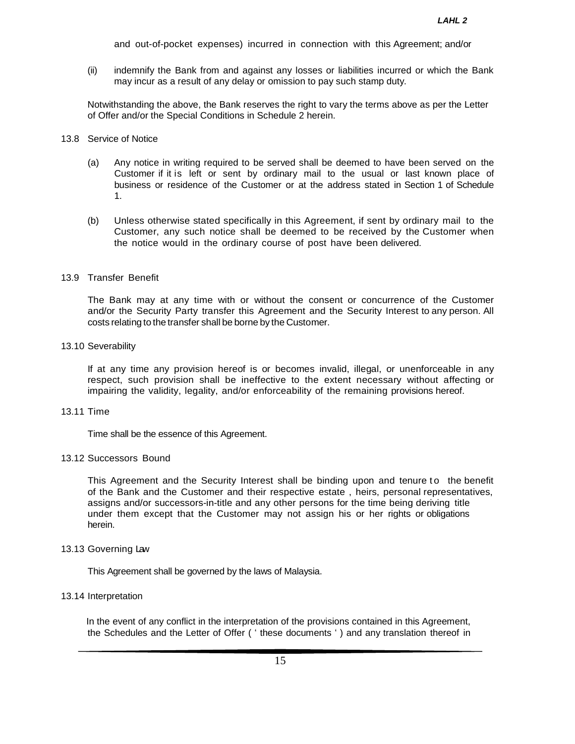and out-of-pocket expenses) incurred in connection with this Agreement; and/or

(ii) indemnify the Bank from and against any losses or liabilities incurred or which the Bank may incur as a result of any delay or omission to pay such stamp duty.

Notwithstanding the above, the Bank reserves the right to vary the terms above as per the Letter of Offer and/or the Special Conditions in Schedule 2 herein.

13.8 Service of Notice

(a) Any notice in writing required to be served shall be deemed to have been served on the Customer if it is left or sent by ordinary mail to the usual or last known place of business or residence of the Customer or at the address stated in Section 1 of Schedule 1.

(b) Unless otherwise stated specifically in this Agreement, if sent by ordinary mail to the Customer, any such notice shall be deemed to be received by the Customer when the notice would in the ordinary course of post have been delivered.

13.9 Transfer Benefit

The Bank may at any time with or without the consent or concurrence of the Customer and/or the Security Party transfer this Agreement and the Security Interest to any person. All costs relating to the transfer shall be borne by the Customer.

13.10 Severability

If at any time any provision hereof is or becomes invalid, illegal, or unenforceable in any respect, such provision shall be ineffective to the extent necessary without affecting or impairing the validity, legality, and/or enforceability of the remaining provisions hereof.

13.11 Time

Time shall be the essence of this Agreement.

13.12 Successors Bound

This Agreement and the Security Interest shall be binding upon and tenure to the benefit of the Bank and the Customer and their respective estate , heirs, personal representatives, assigns and/or successors-in-title and any other persons for the time being deriving title under them except that the Customer may not assign his or her rights or obligations herein.

13.13 Governing Law

This Agreement shall be governed by the laws of Malaysia.

13.14 Interpretation

In the event of any conflict in the interpretation of the provisions contained in this Agreement, the Schedules and the Letter of Offer ( ' these documents ' ) and any translation thereof in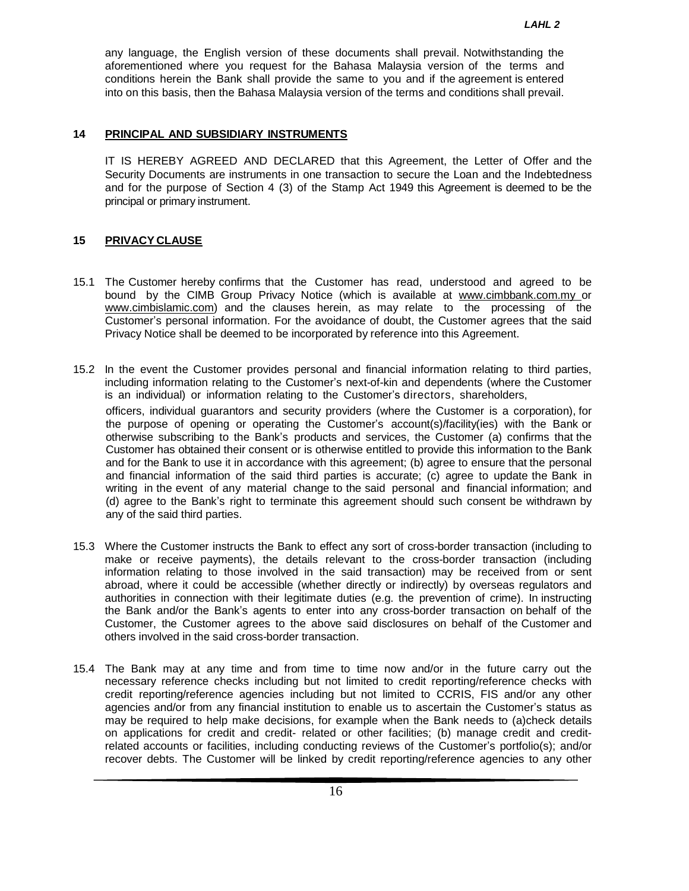any language, the English version of these documents shall prevail. Notwithstanding the aforementioned where you request for the Bahasa Malaysia version of the terms and conditions herein the Bank shall provide the same to you and if the agreement is entered into on this basis, then the Bahasa Malaysia version of the terms and conditions shall prevail.

## 14 PRINCIPAL AND SUBSIDIARY INSTRUMENTS

IT IS HEREBY AGREED AND DECLARED that this Agreement, the Letter of Offer and the Security Documents are instruments in one transaction to secure the Loan and the Indebtedness and for the purpose of Section 4 (3) of the Stamp Act 1949 this Agreement is deemed to be the principal or primary instrument.

## 15 PRIVACY CLAUSE

15.1 The Customer hereby confirms that the Customer has read, understood and agreed to be bound by the CIMB Group Privacy Notice (which is available at www.cimbbank.com.my or www.cimbislamic.com) and the clauses herein, as may relate to the processing of the Customer's personal information. For the avoidance of doubt, the Customer agrees that the said Privacy Notice shall be deemed to be incorporated by reference into this Agreement.

15.2 In the event the Customer provides personal and financial information relating to third parties, including information relating to the Customer's next-of-kin and dependents (where the Customer is an individual) or information relating to the Customer's directors, shareholders, officers, individual guarantors and security providers (where the Customer is a corporation), for the purpose of opening or operating the Customer's account(s)/facility(ies) with the Bank or otherwise subscribing to the Bank's products and services, the Customer (a) confirms that the Customer has obtained their consent or is otherwise entitled to provide this information to the Bank and for the Bank to use it in accordance with this agreement; (b) agree to ensure that the personal and financial information of the said third parties is accurate; (c) agree to update the Bank in writing in the event of any material change to the said personal and financial information; and (d) agree to the Bank's right to terminate this agreement should such consent be withdrawn by any of the said third parties.

15.3 Where the Customer instructs the Bank to effect any sort of cross-border transaction (including to make or receive payments), the details relevant to the cross-border transaction (including information relating to those involved in the said transaction) may be received from or sent abroad, where it could be accessible (whether directly or indirectly) by overseas regulators and authorities in connection with their legitimate duties (e.g. the prevention of crime). In instructing the Bank and/or the Bank's agents to enter into any cross-border transaction on behalf of the Customer, the Customer agrees to the above said disclosures on behalf of the Customer and others involved in the said cross-border transaction.

15.4 The Bank may at any time and from time to time now and/or in the future carry out the necessary reference checks including but not limited to credit reporting/reference checks with credit reporting/reference agencies including but not limited to CCRIS, FIS and/or any other agencies and/or from any financial institution to enable us to ascertain the Customer's status as may be required to help make decisions, for example when the Bank needs to (a)check details on applications for credit and credit- related or other facilities; (b) manage credit and credit-related accounts or facilities, including conducting reviews of the Customer's portfolio(s); and/or recover debts. The Customer will be linked by credit reporting/reference agencies to any other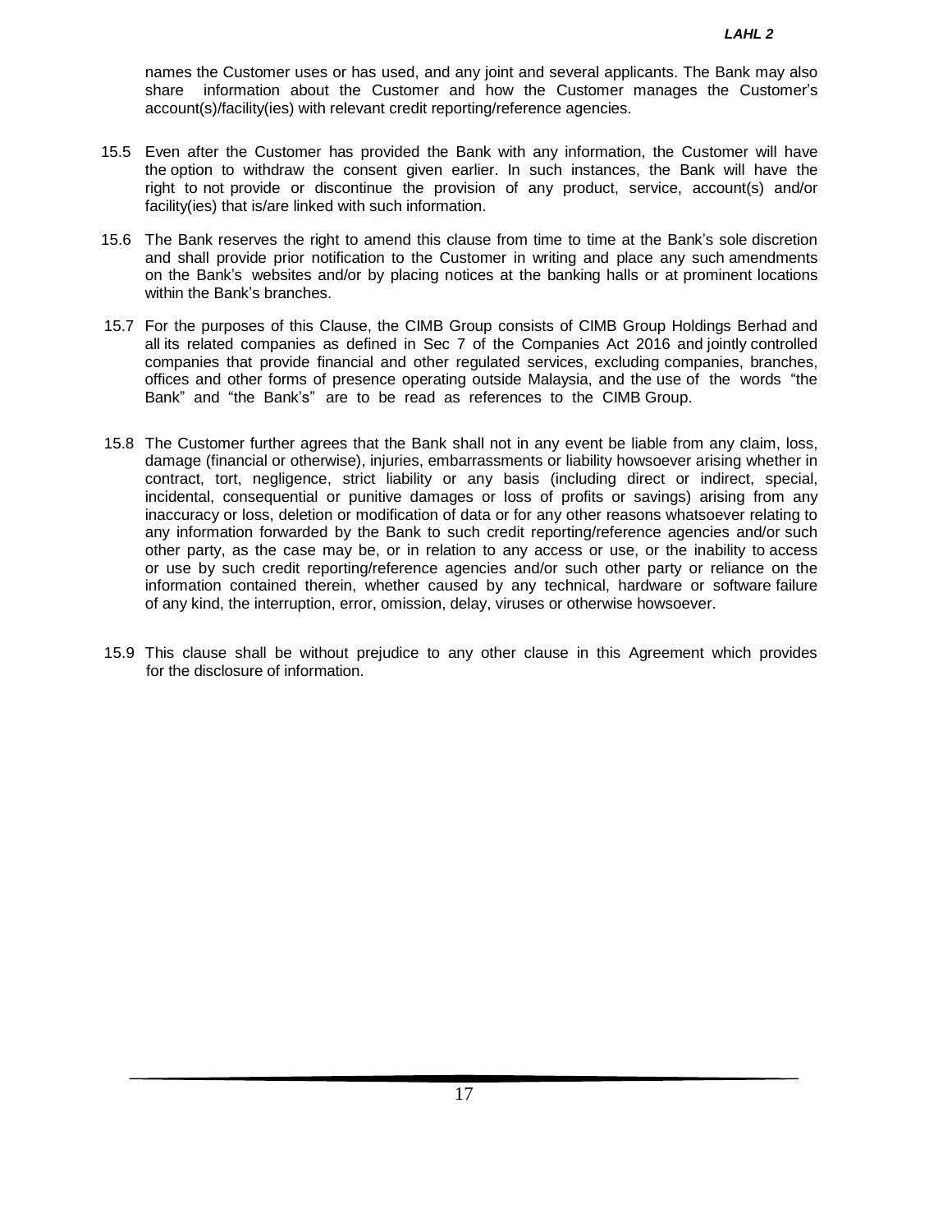names the Customer uses or has used, and any joint and several applicants. The Bank may also share information about the Customer and how the Customer manages the Customer's account(s)/facility(ies) with relevant credit reporting/reference agencies.

15.5 Even after the Customer has provided the Bank with any information, the Customer will have the option to withdraw the consent given earlier. In such instances, the Bank will have the right to not provide or discontinue the provision of any product, service, account(s) and/or facility(ies) that is/are linked with such information.

15.6 The Bank reserves the right to amend this clause from time to time at the Bank's sole discretion and shall provide prior notification to the Customer in writing and place any such amendments on the Bank's websites and/or by placing notices at the banking halls or at prominent locations within the Bank's branches.

15.7 For the purposes of this Clause, the CIMB Group consists of CIMB Group Holdings Berhad and all its related companies as defined in Sec 7 of the Companies Act 2016 and jointly controlled companies that provide financial and other regulated services, excluding companies, branches, offices and other forms of presence operating outside Malaysia, and the use of the words "the Bank" and "the Bank's" are to be read as references to the CIMB Group.

15.8 The Customer further agrees that the Bank shall not in any event be liable from any claim, loss, damage (financial or otherwise), injuries, embarrassments or liability howsoever arising whether in contract, tort, negligence, strict liability or any basis (including direct or indirect, special, incidental, consequential or punitive damages or loss of profits or savings) arising from any inaccuracy or loss, deletion or modification of data or for any other reasons whatsoever relating to any information forwarded by the Bank to such credit reporting/reference agencies and/or such other party, as the case may be, or in relation to any access or use, or the inability to access or use by such credit reporting/reference agencies and/or such other party or reliance on the information contained therein, whether caused by any technical, hardware or software failure of any kind, the interruption, error, omission, delay, viruses or otherwise howsoever.

15.9 This clause shall be without prejudice to any other clause in this Agreement which provides for the disclosure of information.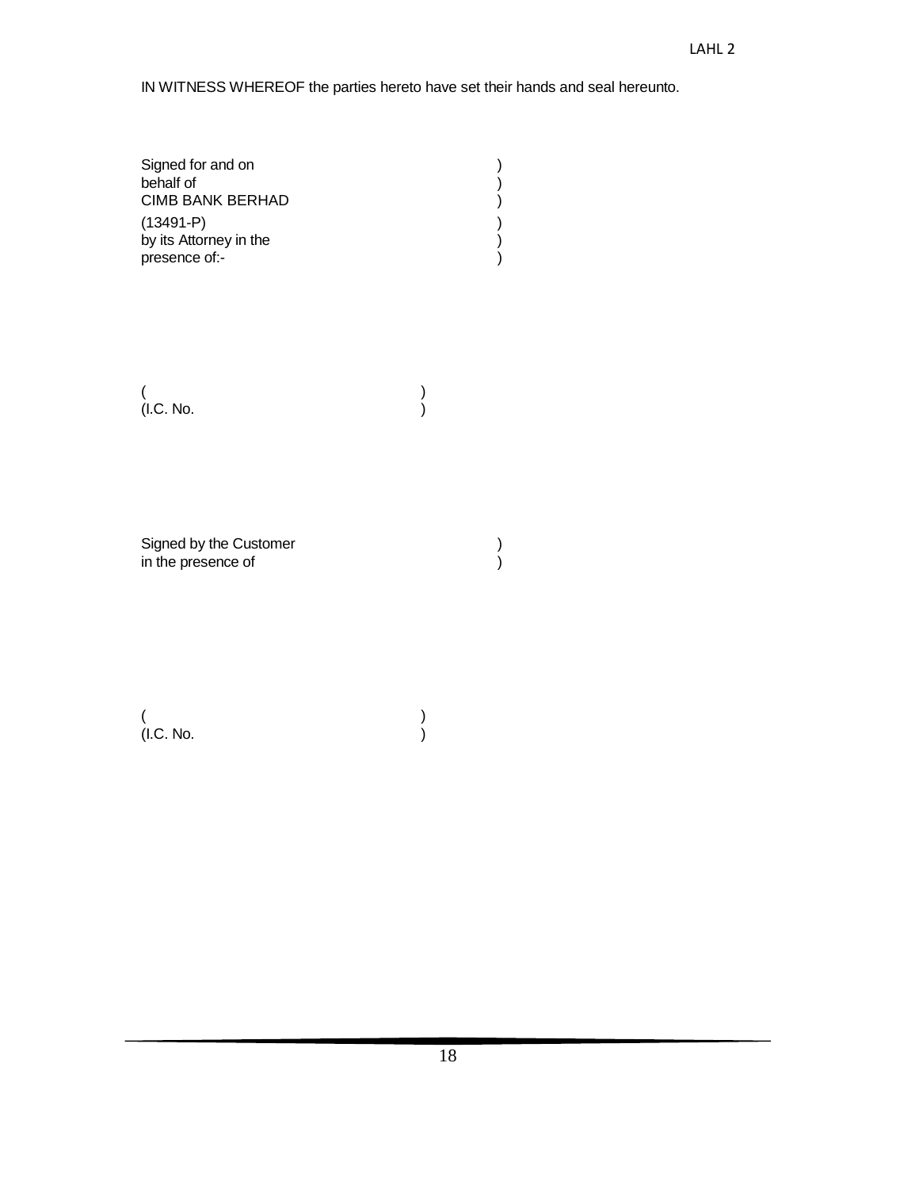IN WITNESS WHEREOF the parties hereto have set their hands and seal hereunto.

Signed for and on )  
behalf of )  
CIMB BANK BERHAD )  
(13491-P) )  
by its Attorney in the )  
presence of:- )

( )  
(I.C. No. )

Signed by the Customer )  
in the presence of )

( )  
(I.C. No. )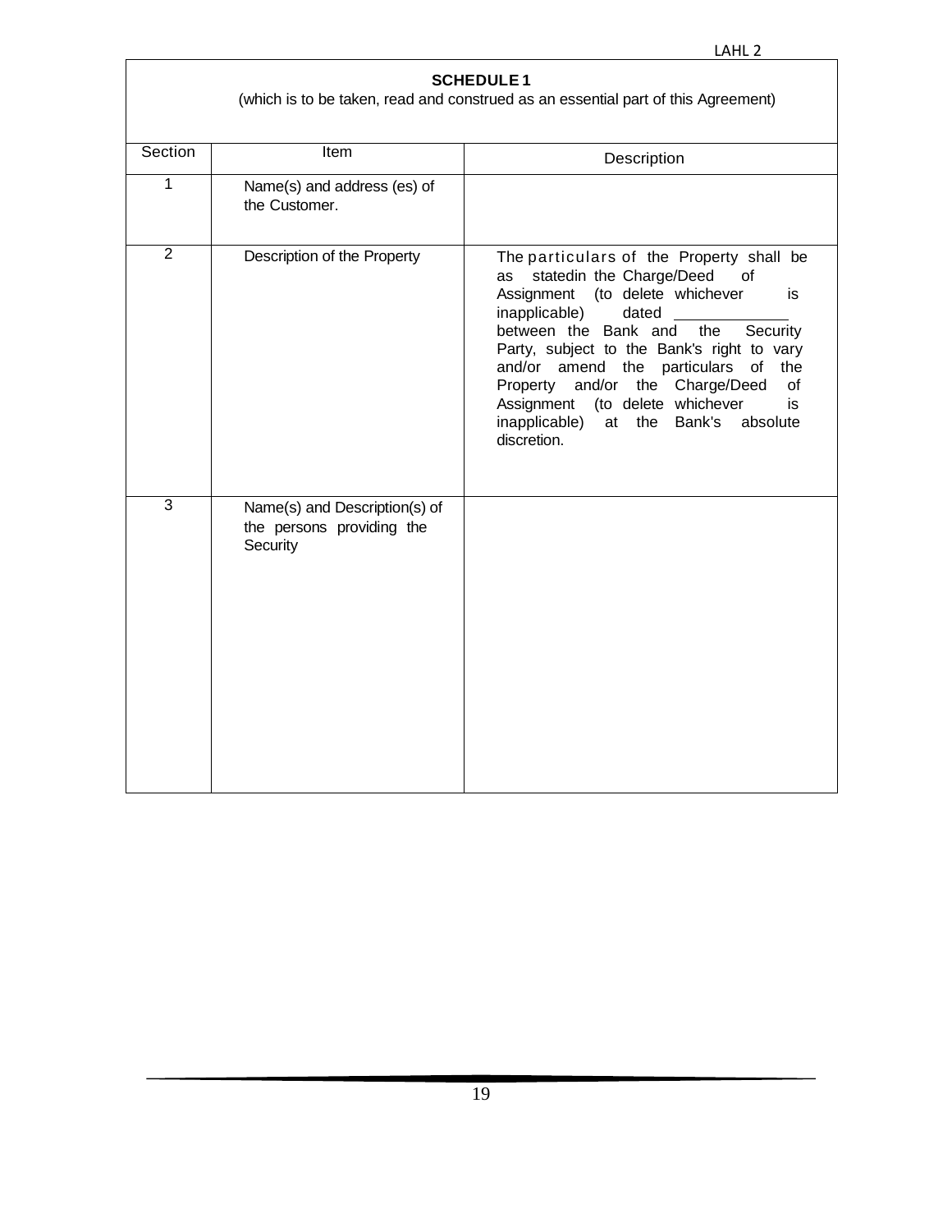**SCHEDULE 1**

(which is to be taken, read and construed as an essential part of this Agreement)

| Section | Item | Description |
|---|---|---|
| 1 | Name(s) and address (es) of the Customer. | |
| 2 | Description of the Property | The particulars of the Property shall be as statedin the Charge/Deed of Assignment (to delete whichever is inapplicable) dated \_\_\_\_\_\_\_\_\_\_\_\_\_ between the Bank and the Security Party, subject to the Bank's right to vary and/or amend the particulars of the Property and/or the Charge/Deed of Assignment (to delete whichever is inapplicable) at the Bank's absolute discretion. |
| 3 | Name(s) and Description(s) of the persons providing the Security | |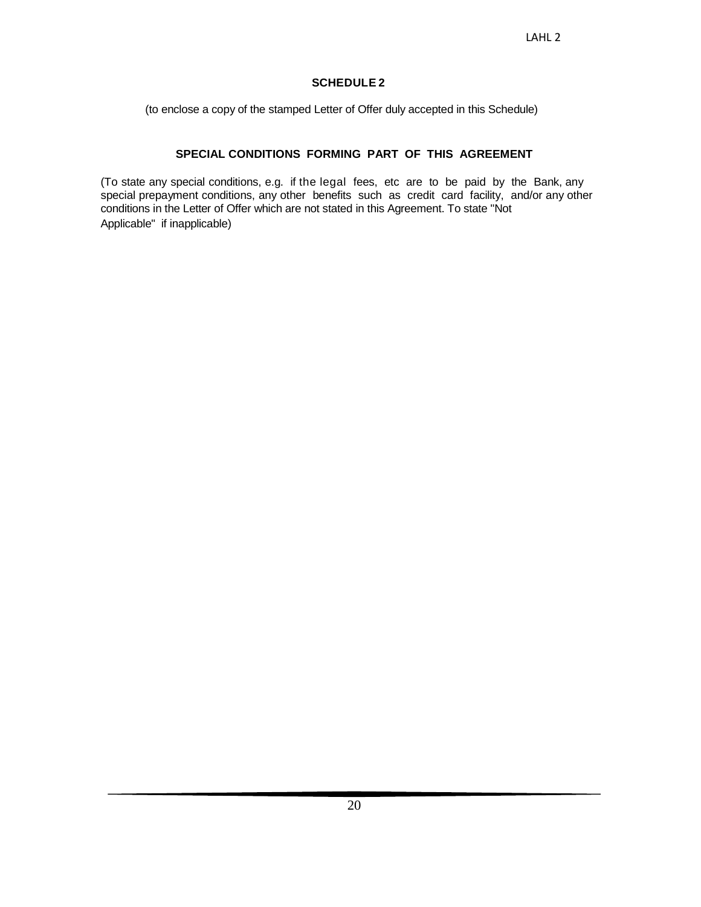## SCHEDULE 2

(to enclose a copy of the stamped Letter of Offer duly accepted in this Schedule)

### SPECIAL CONDITIONS FORMING PART OF THIS AGREEMENT

(To state any special conditions, e.g. if the legal fees, etc are to be paid by the Bank, any special prepayment conditions, any other benefits such as credit card facility, and/or any other conditions in the Letter of Offer which are not stated in this Agreement. To state "Not Applicable" if inapplicable)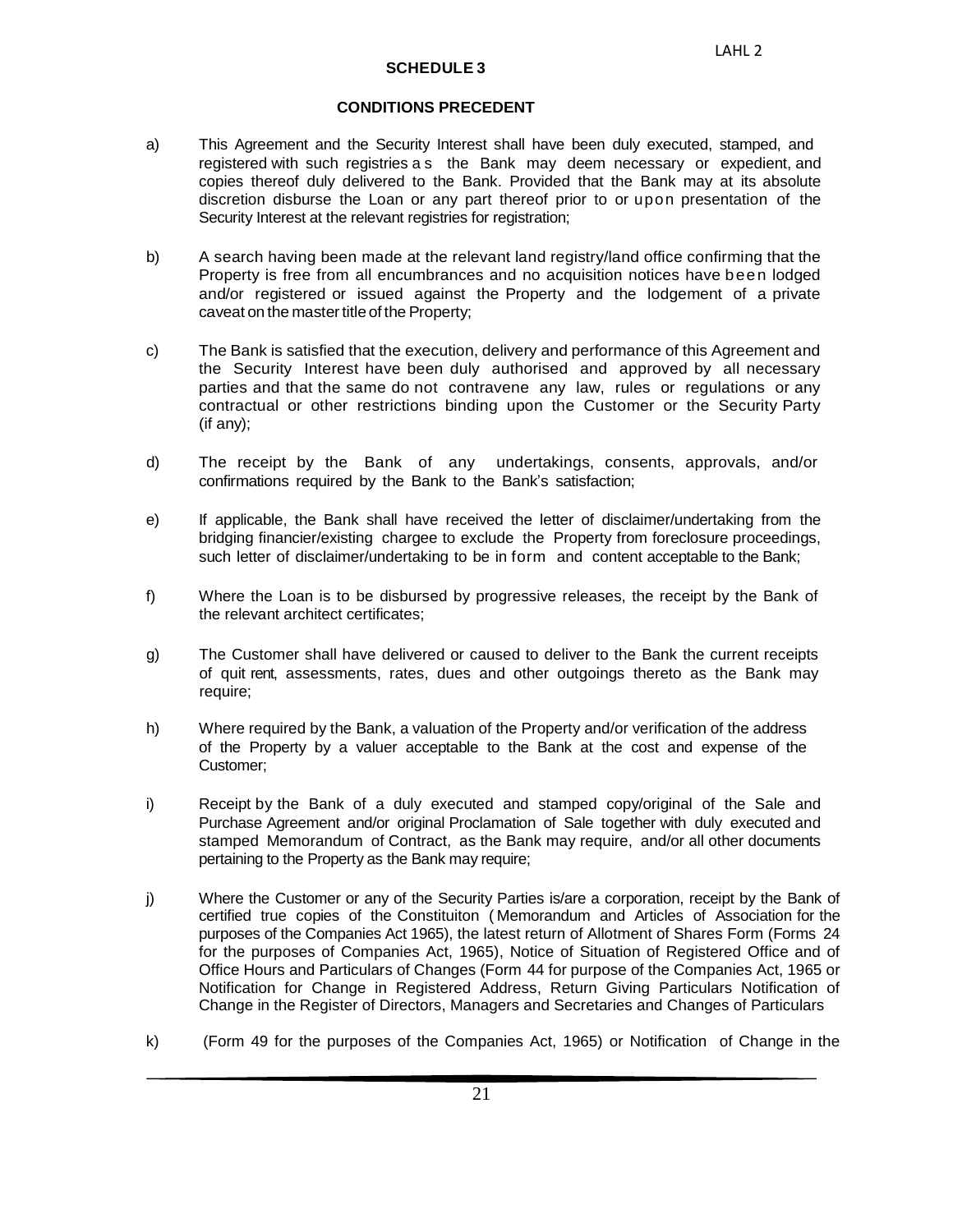## SCHEDULE 3

### CONDITIONS PRECEDENT

a) This Agreement and the Security Interest shall have been duly executed, stamped, and registered with such registries as the Bank may deem necessary or expedient, and copies thereof duly delivered to the Bank. Provided that the Bank may at its absolute discretion disburse the Loan or any part thereof prior to or upon presentation of the Security Interest at the relevant registries for registration;

b) A search having been made at the relevant land registry/land office confirming that the Property is free from all encumbrances and no acquisition notices have been lodged and/or registered or issued against the Property and the lodgement of a private caveat on the master title of the Property;

c) The Bank is satisfied that the execution, delivery and performance of this Agreement and the Security Interest have been duly authorised and approved by all necessary parties and that the same do not contravene any law, rules or regulations or any contractual or other restrictions binding upon the Customer or the Security Party (if any);

d) The receipt by the Bank of any undertakings, consents, approvals, and/or confirmations required by the Bank to the Bank's satisfaction;

e) If applicable, the Bank shall have received the letter of disclaimer/undertaking from the bridging financier/existing chargee to exclude the Property from foreclosure proceedings, such letter of disclaimer/undertaking to be in form and content acceptable to the Bank;

f) Where the Loan is to be disbursed by progressive releases, the receipt by the Bank of the relevant architect certificates;

g) The Customer shall have delivered or caused to deliver to the Bank the current receipts of quit rent, assessments, rates, dues and other outgoings thereto as the Bank may require;

h) Where required by the Bank, a valuation of the Property and/or verification of the address of the Property by a valuer acceptable to the Bank at the cost and expense of the Customer;

i) Receipt by the Bank of a duly executed and stamped copy/original of the Sale and Purchase Agreement and/or original Proclamation of Sale together with duly executed and stamped Memorandum of Contract, as the Bank may require, and/or all other documents pertaining to the Property as the Bank may require;

j) Where the Customer or any of the Security Parties is/are a corporation, receipt by the Bank of certified true copies of the Constituiton (Memorandum and Articles of Association for the purposes of the Companies Act 1965), the latest return of Allotment of Shares Form (Forms 24 for the purposes of Companies Act, 1965), Notice of Situation of Registered Office and of Office Hours and Particulars of Changes (Form 44 for purpose of the Companies Act, 1965 or Notification for Change in Registered Address, Return Giving Particulars Notification of Change in the Register of Directors, Managers and Secretaries and Changes of Particulars

k) (Form 49 for the purposes of the Companies Act, 1965) or Notification of Change in the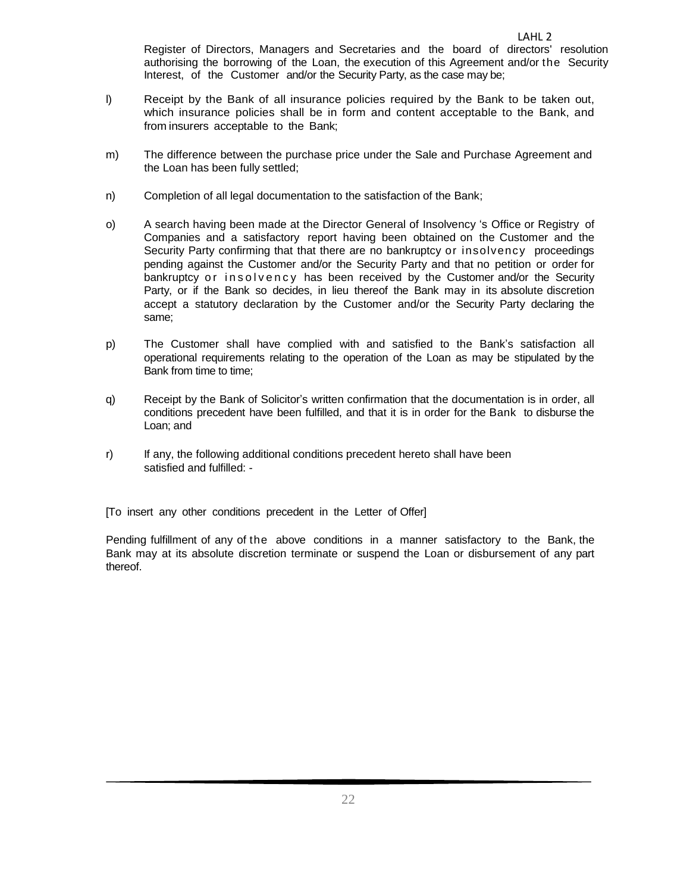Register of Directors, Managers and Secretaries and the board of directors' resolution authorising the borrowing of the Loan, the execution of this Agreement and/or the Security Interest, of the Customer and/or the Security Party, as the case may be;

l) Receipt by the Bank of all insurance policies required by the Bank to be taken out, which insurance policies shall be in form and content acceptable to the Bank, and from insurers acceptable to the Bank;

m) The difference between the purchase price under the Sale and Purchase Agreement and the Loan has been fully settled;

n) Completion of all legal documentation to the satisfaction of the Bank;

o) A search having been made at the Director General of Insolvency 's Office or Registry of Companies and a satisfactory report having been obtained on the Customer and the Security Party confirming that that there are no bankruptcy or insolvency proceedings pending against the Customer and/or the Security Party and that no petition or order for bankruptcy or insolvency has been received by the Customer and/or the Security Party, or if the Bank so decides, in lieu thereof the Bank may in its absolute discretion accept a statutory declaration by the Customer and/or the Security Party declaring the same;

p) The Customer shall have complied with and satisfied to the Bank's satisfaction all operational requirements relating to the operation of the Loan as may be stipulated by the Bank from time to time;

q) Receipt by the Bank of Solicitor's written confirmation that the documentation is in order, all conditions precedent have been fulfilled, and that it is in order for the Bank to disburse the Loan; and

r) If any, the following additional conditions precedent hereto shall have been satisfied and fulfilled: -

[To insert any other conditions precedent in the Letter of Offer]

Pending fulfillment of any of the above conditions in a manner satisfactory to the Bank, the Bank may at its absolute discretion terminate or suspend the Loan or disbursement of any part thereof.